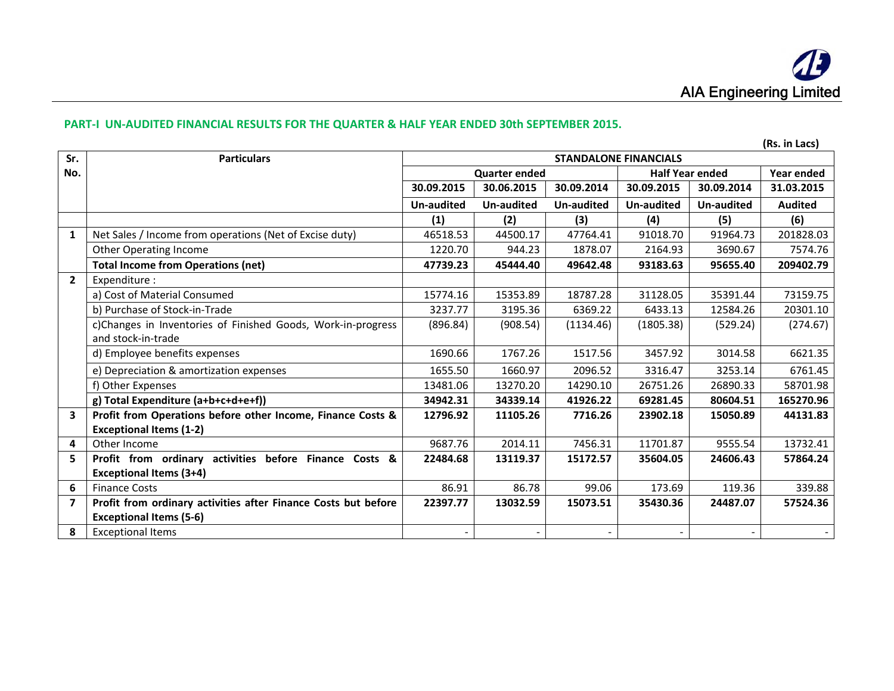AIA Engineering Limited

## PART-I UN-AUDITED FINANCIAL RESULTS FOR THE QUARTER & HALF YEAR ENDED 30th SEPTEMBER 2015.

(Rs. in Lacs)

| Sr. No. | Particulars | STANDALONE FINANCIALS | | | | | |
|---|---|---|---|---|---|---|---|
| | | Quarter ended | | | Half Year ended | | Year ended |
| | | 30.09.2015 | 30.06.2015 | 30.09.2014 | 30.09.2015 | 30.09.2014 | 31.03.2015 |
| | | Un-audited | Un-audited | Un-audited | Un-audited | Un-audited | Audited |
| | | (1) | (2) | (3) | (4) | (5) | (6) |
| 1 | Net Sales / Income from operations (Net of Excise duty) | 46518.53 | 44500.17 | 47764.41 | 91018.70 | 91964.73 | 201828.03 |
| | Other Operating Income | 1220.70 | 944.23 | 1878.07 | 2164.93 | 3690.67 | 7574.76 |
| | **Total Income from Operations (net)** | **47739.23** | **45444.40** | **49642.48** | **93183.63** | **95655.40** | **209402.79** |
| 2 | Expenditure : | | | | | | |
| | a) Cost of Material Consumed | 15774.16 | 15353.89 | 18787.28 | 31128.05 | 35391.44 | 73159.75 |
| | b) Purchase of Stock-in-Trade | 3237.77 | 3195.36 | 6369.22 | 6433.13 | 12584.26 | 20301.10 |
| | c)Changes in Inventories of Finished Goods, Work-in-progress and stock-in-trade | (896.84) | (908.54) | (1134.46) | (1805.38) | (529.24) | (274.67) |
| | d) Employee benefits expenses | 1690.66 | 1767.26 | 1517.56 | 3457.92 | 3014.58 | 6621.35 |
| | e) Depreciation & amortization expenses | 1655.50 | 1660.97 | 2096.52 | 3316.47 | 3253.14 | 6761.45 |
| | f) Other Expenses | 13481.06 | 13270.20 | 14290.10 | 26751.26 | 26890.33 | 58701.98 |
| | **g) Total Expenditure (a+b+c+d+e+f))** | **34942.31** | **34339.14** | **41926.22** | **69281.45** | **80604.51** | **165270.96** |
| 3 | **Profit from Operations before other Income, Finance Costs & Exceptional Items (1-2)** | **12796.92** | **11105.26** | **7716.26** | **23902.18** | **15050.89** | **44131.83** |
| 4 | Other Income | 9687.76 | 2014.11 | 7456.31 | 11701.87 | 9555.54 | 13732.41 |
| 5 | **Profit from ordinary activities before Finance Costs & Exceptional Items (3+4)** | **22484.68** | **13119.37** | **15172.57** | **35604.05** | **24606.43** | **57864.24** |
| 6 | Finance Costs | 86.91 | 86.78 | 99.06 | 173.69 | 119.36 | 339.88 |
| 7 | **Profit from ordinary activities after Finance Costs but before Exceptional Items (5-6)** | **22397.77** | **13032.59** | **15073.51** | **35430.36** | **24487.07** | **57524.36** |
| 8 | Exceptional Items | - | - | - | - | - | - |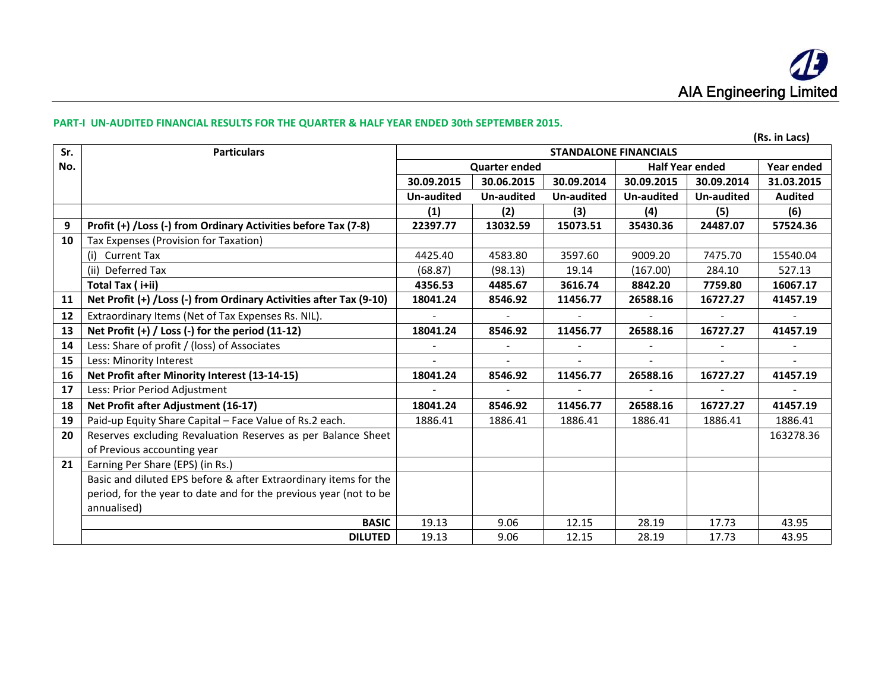AIA Engineering Limited

**PART-I UN-AUDITED FINANCIAL RESULTS FOR THE QUARTER & HALF YEAR ENDED 30th SEPTEMBER 2015.**

**(Rs. in Lacs)**

| Sr. No. | Particulars | STANDALONE FINANCIALS | | | | | |
|---|---|---|---|---|---|---|---|
| | | Quarter ended | | | Half Year ended | | Year ended |
| | | 30.09.2015 | 30.06.2015 | 30.09.2014 | 30.09.2015 | 30.09.2014 | 31.03.2015 |
| | | Un-audited | Un-audited | Un-audited | Un-audited | Un-audited | Audited |
| | | (1) | (2) | (3) | (4) | (5) | (6) |
| **9** | **Profit (+) /Loss (-) from Ordinary Activities before Tax (7-8)** | **22397.77** | **13032.59** | **15073.51** | **35430.36** | **24487.07** | **57524.36** |
| **10** | Tax Expenses (Provision for Taxation) | | | | | | |
| | (i) Current Tax | 4425.40 | 4583.80 | 3597.60 | 9009.20 | 7475.70 | 15540.04 |
| | (ii) Deferred Tax | (68.87) | (98.13) | 19.14 | (167.00) | 284.10 | 527.13 |
| | **Total Tax ( i+ii)** | **4356.53** | **4485.67** | **3616.74** | **8842.20** | **7759.80** | **16067.17** |
| **11** | **Net Profit (+) /Loss (-) from Ordinary Activities after Tax (9-10)** | **18041.24** | **8546.92** | **11456.77** | **26588.16** | **16727.27** | **41457.19** |
| **12** | Extraordinary Items (Net of Tax Expenses Rs. NIL). | - | - | - | - | - | - |
| **13** | **Net Profit (+) / Loss (-) for the period (11-12)** | **18041.24** | **8546.92** | **11456.77** | **26588.16** | **16727.27** | **41457.19** |
| **14** | Less: Share of profit / (loss) of Associates | - | - | - | - | - | - |
| **15** | Less: Minority Interest | - | - | - | - | - | - |
| **16** | **Net Profit after Minority Interest (13-14-15)** | **18041.24** | **8546.92** | **11456.77** | **26588.16** | **16727.27** | **41457.19** |
| **17** | Less: Prior Period Adjustment | - | - | - | - | - | - |
| **18** | **Net Profit after Adjustment (16-17)** | **18041.24** | **8546.92** | **11456.77** | **26588.16** | **16727.27** | **41457.19** |
| **19** | Paid-up Equity Share Capital – Face Value of Rs.2 each. | 1886.41 | 1886.41 | 1886.41 | 1886.41 | 1886.41 | 1886.41 |
| **20** | Reserves excluding Revaluation Reserves as per Balance Sheet of Previous accounting year | | | | | | 163278.36 |
| **21** | Earning Per Share (EPS) (in Rs.) | | | | | | |
| | Basic and diluted EPS before & after Extraordinary items for the period, for the year to date and for the previous year (not to be annualised) | | | | | | |
| | **BASIC** | 19.13 | 9.06 | 12.15 | 28.19 | 17.73 | 43.95 |
| | **DILUTED** | 19.13 | 9.06 | 12.15 | 28.19 | 17.73 | 43.95 |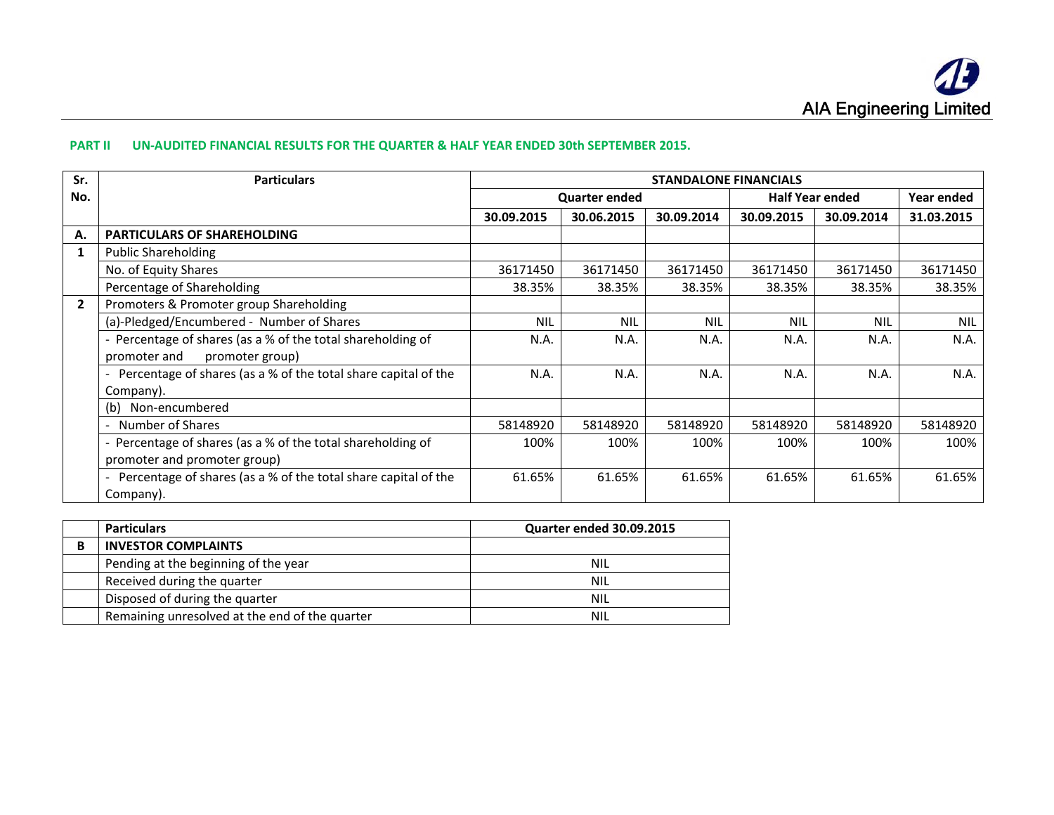**PART II UN-AUDITED FINANCIAL RESULTS FOR THE QUARTER & HALF YEAR ENDED 30th SEPTEMBER 2015.**

| Sr. No. | Particulars | STANDALONE FINANCIALS | | | | | |
|---|---|---|---|---|---|---|---|
| | | Quarter ended | | | Half Year ended | | Year ended |
| | | 30.09.2015 | 30.06.2015 | 30.09.2014 | 30.09.2015 | 30.09.2014 | 31.03.2015 |
| **A.** | **PARTICULARS OF SHAREHOLDING** | | | | | | |
| **1** | Public Shareholding | | | | | | |
| | No. of Equity Shares | 36171450 | 36171450 | 36171450 | 36171450 | 36171450 | 36171450 |
| | Percentage of Shareholding | 38.35% | 38.35% | 38.35% | 38.35% | 38.35% | 38.35% |
| **2** | Promoters & Promoter group Shareholding | | | | | | |
| | (a)-Pledged/Encumbered - Number of Shares | NIL | NIL | NIL | NIL | NIL | NIL |
| | - Percentage of shares (as a % of the total shareholding of promoter and promoter group) | N.A. | N.A. | N.A. | N.A. | N.A. | N.A. |
| | - Percentage of shares (as a % of the total share capital of the Company). | N.A. | N.A. | N.A. | N.A. | N.A. | N.A. |
| | (b) Non-encumbered | | | | | | |
| | - Number of Shares | 58148920 | 58148920 | 58148920 | 58148920 | 58148920 | 58148920 |
| | - Percentage of shares (as a % of the total shareholding of promoter and promoter group) | 100% | 100% | 100% | 100% | 100% | 100% |
| | - Percentage of shares (as a % of the total share capital of the Company). | 61.65% | 61.65% | 61.65% | 61.65% | 61.65% | 61.65% |

| | **Particulars** | **Quarter ended 30.09.2015** |
|---|---|---|
| **B** | **INVESTOR COMPLAINTS** | |
| | Pending at the beginning of the year | NIL |
| | Received during the quarter | NIL |
| | Disposed of during the quarter | NIL |
| | Remaining unresolved at the end of the quarter | NIL |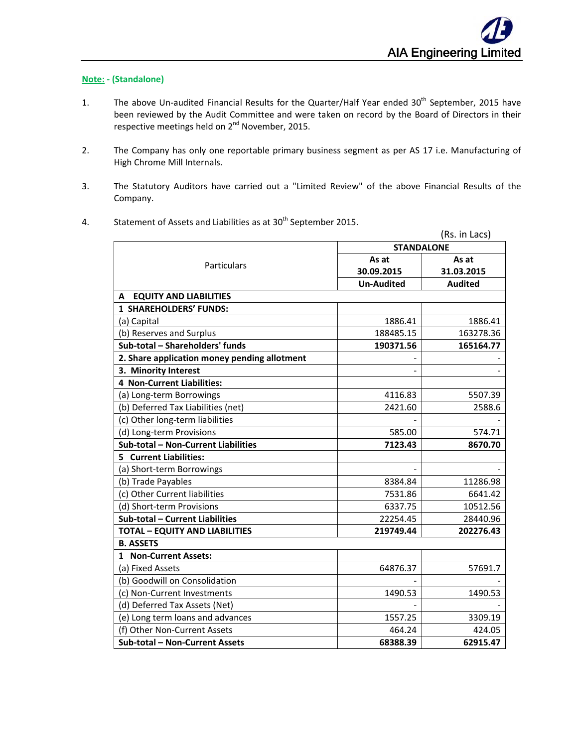**Note: - (Standalone)**

1. The above Un-audited Financial Results for the Quarter/Half Year ended 30th September, 2015 have been reviewed by the Audit Committee and were taken on record by the Board of Directors in their respective meetings held on 2nd November, 2015.

2. The Company has only one reportable primary business segment as per AS 17 i.e. Manufacturing of High Chrome Mill Internals.

3. The Statutory Auditors have carried out a "Limited Review" of the above Financial Results of the Company.

4. Statement of Assets and Liabilities as at 30th September 2015.

(Rs. in Lacs)

| Particulars | STANDALONE | |
|---|---|---|
| | As at 30.09.2015 | As at 31.03.2015 |
| | Un-Audited | Audited |
| **A EQUITY AND LIABILITIES** | | |
| **1 SHAREHOLDERS' FUNDS:** | | |
| (a) Capital | 1886.41 | 1886.41 |
| (b) Reserves and Surplus | 188485.15 | 163278.36 |
| **Sub-total – Shareholders' funds** | **190371.56** | **165164.77** |
| **2. Share application money pending allotment** | - | - |
| **3. Minority Interest** | - | - |
| **4 Non-Current Liabilities:** | | |
| (a) Long-term Borrowings | 4116.83 | 5507.39 |
| (b) Deferred Tax Liabilities (net) | 2421.60 | 2588.6 |
| (c) Other long-term liabilities | - | - |
| (d) Long-term Provisions | 585.00 | 574.71 |
| **Sub-total – Non-Current Liabilities** | **7123.43** | **8670.70** |
| **5 Current Liabilities:** | | |
| (a) Short-term Borrowings | - | - |
| (b) Trade Payables | 8384.84 | 11286.98 |
| (c) Other Current liabilities | 7531.86 | 6641.42 |
| (d) Short-term Provisions | 6337.75 | 10512.56 |
| **Sub-total – Current Liabilities** | 22254.45 | 28440.96 |
| **TOTAL – EQUITY AND LIABILITIES** | **219749.44** | **202276.43** |
| **B. ASSETS** | | |
| **1 Non-Current Assets:** | | |
| (a) Fixed Assets | 64876.37 | 57691.7 |
| (b) Goodwill on Consolidation | - | - |
| (c) Non-Current Investments | 1490.53 | 1490.53 |
| (d) Deferred Tax Assets (Net) | - | - |
| (e) Long term loans and advances | 1557.25 | 3309.19 |
| (f) Other Non-Current Assets | 464.24 | 424.05 |
| **Sub-total – Non-Current Assets** | **68388.39** | **62915.47** |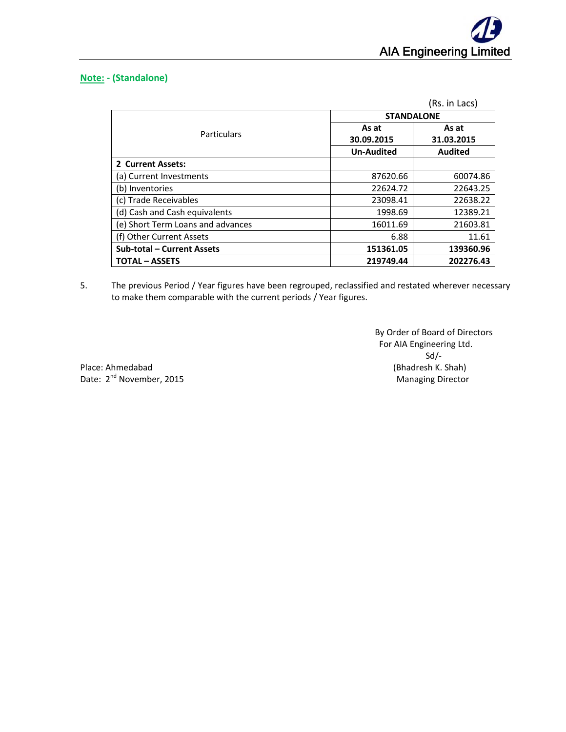**Note: - (Standalone)**

(Rs. in Lacs)

| Particulars | STANDALONE | |
|---|---|---|
| | As at 30.09.2015 | As at 31.03.2015 |
| | Un-Audited | Audited |
| **2 Current Assets:** | | |
| (a) Current Investments | 87620.66 | 60074.86 |
| (b) Inventories | 22624.72 | 22643.25 |
| (c) Trade Receivables | 23098.41 | 22638.22 |
| (d) Cash and Cash equivalents | 1998.69 | 12389.21 |
| (e) Short Term Loans and advances | 16011.69 | 21603.81 |
| (f) Other Current Assets | 6.88 | 11.61 |
| **Sub-total – Current Assets** | **151361.05** | **139360.96** |
| **TOTAL – ASSETS** | **219749.44** | **202276.43** |

5. The previous Period / Year figures have been regrouped, reclassified and restated wherever necessary to make them comparable with the current periods / Year figures.

By Order of Board of Directors
For AIA Engineering Ltd.
Sd/-
(Bhadresh K. Shah)
Managing Director

Place: Ahmedabad
Date: 2nd November, 2015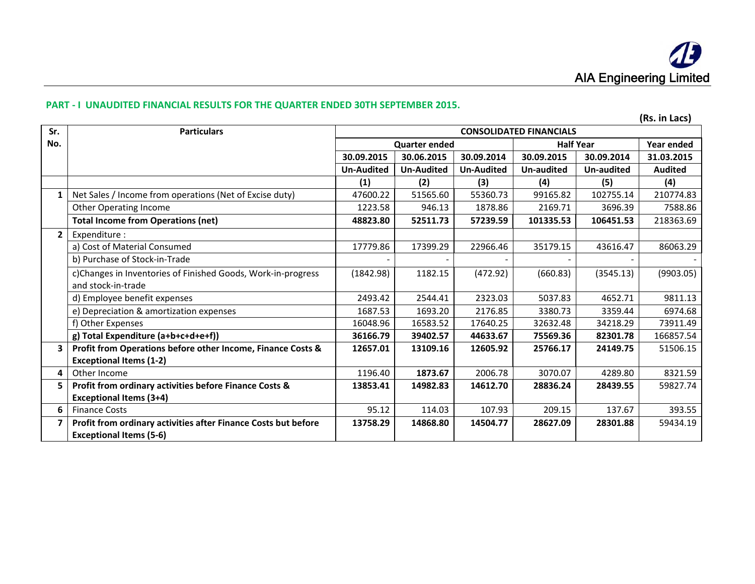AIA Engineering Limited

## PART - I UNAUDITED FINANCIAL RESULTS FOR THE QUARTER ENDED 30TH SEPTEMBER 2015.

(Rs. in Lacs)

| Sr. No. | Particulars | CONSOLIDATED FINANCIALS | | | | | |
|---|---|---|---|---|---|---|---|
| | | Quarter ended | | | Half Year | | Year ended |
| | | 30.09.2015 | 30.06.2015 | 30.09.2014 | 30.09.2015 | 30.09.2014 | 31.03.2015 |
| | | Un-Audited | Un-Audited | Un-Audited | Un-audited | Un-audited | Audited |
| | | (1) | (2) | (3) | (4) | (5) | (4) |
| 1 | Net Sales / Income from operations (Net of Excise duty) | 47600.22 | 51565.60 | 55360.73 | 99165.82 | 102755.14 | 210774.83 |
| | Other Operating Income | 1223.58 | 946.13 | 1878.86 | 2169.71 | 3696.39 | 7588.86 |
| | **Total Income from Operations (net)** | **48823.80** | **52511.73** | **57239.59** | **101335.53** | **106451.53** | 218363.69 |
| 2 | Expenditure : | | | | | | |
| | a) Cost of Material Consumed | 17779.86 | 17399.29 | 22966.46 | 35179.15 | 43616.47 | 86063.29 |
| | b) Purchase of Stock-in-Trade | - | - | - | - | - | - |
| | c)Changes in Inventories of Finished Goods, Work-in-progress and stock-in-trade | (1842.98) | 1182.15 | (472.92) | (660.83) | (3545.13) | (9903.05) |
| | d) Employee benefit expenses | 2493.42 | 2544.41 | 2323.03 | 5037.83 | 4652.71 | 9811.13 |
| | e) Depreciation & amortization expenses | 1687.53 | 1693.20 | 2176.85 | 3380.73 | 3359.44 | 6974.68 |
| | f) Other Expenses | 16048.96 | 16583.52 | 17640.25 | 32632.48 | 34218.29 | 73911.49 |
| | **g) Total Expenditure (a+b+c+d+e+f))** | **36166.79** | **39402.57** | **44633.67** | **75569.36** | **82301.78** | 166857.54 |
| 3 | **Profit from Operations before other Income, Finance Costs & Exceptional Items (1-2)** | **12657.01** | **13109.16** | **12605.92** | **25766.17** | **24149.75** | 51506.15 |
| 4 | Other Income | 1196.40 | **1873.67** | 2006.78 | 3070.07 | 4289.80 | 8321.59 |
| 5 | **Profit from ordinary activities before Finance Costs & Exceptional Items (3+4)** | **13853.41** | **14982.83** | **14612.70** | **28836.24** | **28439.55** | 59827.74 |
| 6 | Finance Costs | 95.12 | 114.03 | 107.93 | 209.15 | 137.67 | 393.55 |
| 7 | **Profit from ordinary activities after Finance Costs but before Exceptional Items (5-6)** | **13758.29** | **14868.80** | **14504.77** | **28627.09** | **28301.88** | 59434.19 |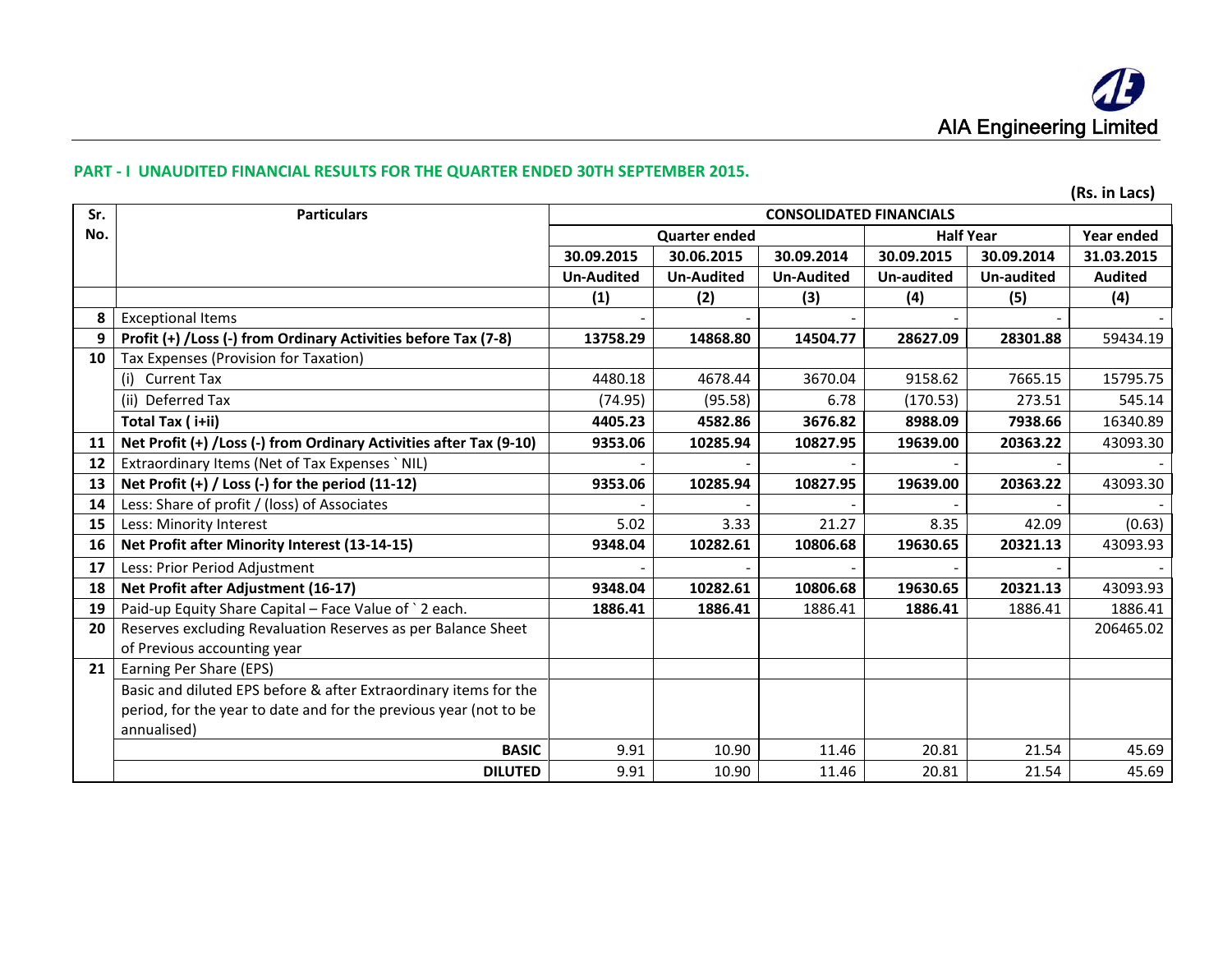AIA Engineering Limited

## PART - I UNAUDITED FINANCIAL RESULTS FOR THE QUARTER ENDED 30TH SEPTEMBER 2015.

(Rs. in Lacs)

| Sr. No. | Particulars | CONSOLIDATED FINANCIALS | | | | | |
|---|---|---|---|---|---|---|---|
| | | Quarter ended | | | Half Year | | Year ended |
| | | 30.09.2015 | 30.06.2015 | 30.09.2014 | 30.09.2015 | 30.09.2014 | 31.03.2015 |
| | | Un-Audited | Un-Audited | Un-Audited | Un-audited | Un-audited | Audited |
| | | (1) | (2) | (3) | (4) | (5) | (4) |
| 8 | Exceptional Items | - | - | - | - | - | - |
| 9 | **Profit (+) /Loss (-) from Ordinary Activities before Tax (7-8)** | **13758.29** | **14868.80** | **14504.77** | **28627.09** | **28301.88** | 59434.19 |
| 10 | Tax Expenses (Provision for Taxation) | | | | | | |
| | (i) Current Tax | 4480.18 | 4678.44 | 3670.04 | 9158.62 | 7665.15 | 15795.75 |
| | (ii) Deferred Tax | (74.95) | (95.58) | 6.78 | (170.53) | 273.51 | 545.14 |
| | **Total Tax ( i+ii)** | **4405.23** | **4582.86** | **3676.82** | **8988.09** | **7938.66** | 16340.89 |
| 11 | **Net Profit (+) /Loss (-) from Ordinary Activities after Tax (9-10)** | **9353.06** | **10285.94** | **10827.95** | **19639.00** | **20363.22** | 43093.30 |
| 12 | Extraordinary Items (Net of Tax Expenses ` NIL) | - | - | - | - | - | - |
| 13 | **Net Profit (+) / Loss (-) for the period (11-12)** | **9353.06** | **10285.94** | **10827.95** | **19639.00** | **20363.22** | 43093.30 |
| 14 | Less: Share of profit / (loss) of Associates | - | - | - | - | - | - |
| 15 | Less: Minority Interest | 5.02 | 3.33 | 21.27 | 8.35 | 42.09 | (0.63) |
| 16 | **Net Profit after Minority Interest (13-14-15)** | **9348.04** | **10282.61** | **10806.68** | **19630.65** | **20321.13** | 43093.93 |
| 17 | Less: Prior Period Adjustment | - | - | - | - | - | - |
| 18 | **Net Profit after Adjustment (16-17)** | **9348.04** | **10282.61** | **10806.68** | **19630.65** | **20321.13** | 43093.93 |
| 19 | Paid-up Equity Share Capital – Face Value of ` 2 each. | **1886.41** | **1886.41** | 1886.41 | **1886.41** | 1886.41 | 1886.41 |
| 20 | Reserves excluding Revaluation Reserves as per Balance Sheet of Previous accounting year | | | | | | 206465.02 |
| 21 | Earning Per Share (EPS) | | | | | | |
| | Basic and diluted EPS before & after Extraordinary items for the period, for the year to date and for the previous year (not to be annualised) | | | | | | |
| | **BASIC** | 9.91 | 10.90 | 11.46 | 20.81 | 21.54 | 45.69 |
| | **DILUTED** | 9.91 | 10.90 | 11.46 | 20.81 | 21.54 | 45.69 |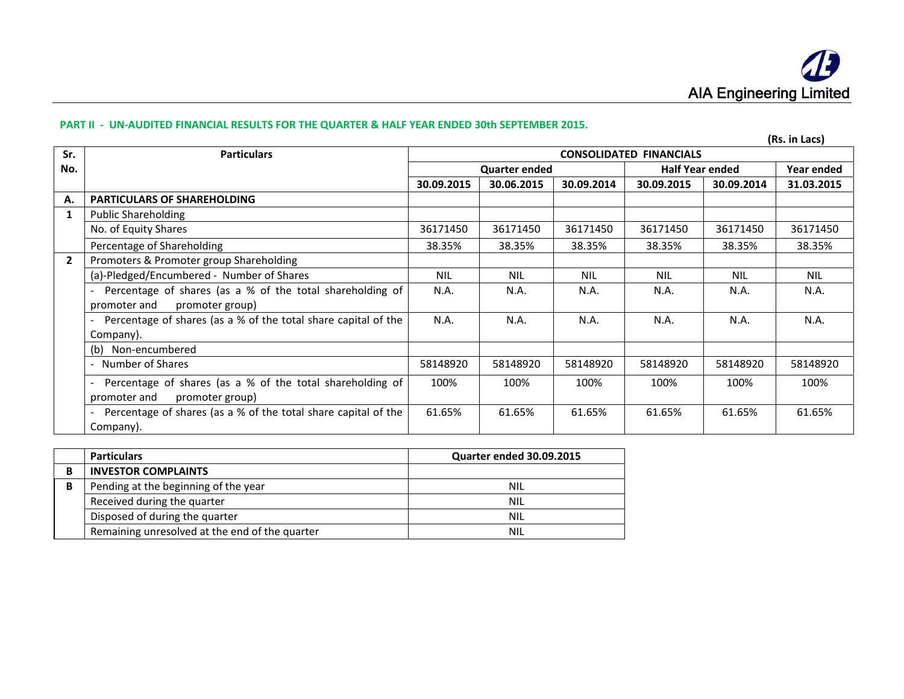AIA Engineering Limited

**PART II - UN-AUDITED FINANCIAL RESULTS FOR THE QUARTER & HALF YEAR ENDED 30th SEPTEMBER 2015.**

**(Rs. in Lacs)**

| Sr. No. | Particulars | CONSOLIDATED FINANCIALS | | | | | |
|---|---|---|---|---|---|---|---|
| | | Quarter ended | | | Half Year ended | | Year ended |
| | | 30.09.2015 | 30.06.2015 | 30.09.2014 | 30.09.2015 | 30.09.2014 | 31.03.2015 |
| **A.** | **PARTICULARS OF SHAREHOLDING** | | | | | | |
| **1** | Public Shareholding | | | | | | |
| | No. of Equity Shares | 36171450 | 36171450 | 36171450 | 36171450 | 36171450 | 36171450 |
| | Percentage of Shareholding | 38.35% | 38.35% | 38.35% | 38.35% | 38.35% | 38.35% |
| **2** | Promoters & Promoter group Shareholding | | | | | | |
| | (a)-Pledged/Encumbered - Number of Shares | NIL | NIL | NIL | NIL | NIL | NIL |
| | - Percentage of shares (as a % of the total shareholding of promoter and promoter group) | N.A. | N.A. | N.A. | N.A. | N.A. | N.A. |
| | - Percentage of shares (as a % of the total share capital of the Company). | N.A. | N.A. | N.A. | N.A. | N.A. | N.A. |
| | (b) Non-encumbered | | | | | | |
| | - Number of Shares | 58148920 | 58148920 | 58148920 | 58148920 | 58148920 | 58148920 |
| | - Percentage of shares (as a % of the total shareholding of promoter and promoter group) | 100% | 100% | 100% | 100% | 100% | 100% |
| | - Percentage of shares (as a % of the total share capital of the Company). | 61.65% | 61.65% | 61.65% | 61.65% | 61.65% | 61.65% |

| | Particulars | Quarter ended 30.09.2015 |
|---|---|---|
| **B** | **INVESTOR COMPLAINTS** | |
| **B** | Pending at the beginning of the year | NIL |
| | Received during the quarter | NIL |
| | Disposed of during the quarter | NIL |
| | Remaining unresolved at the end of the quarter | NIL |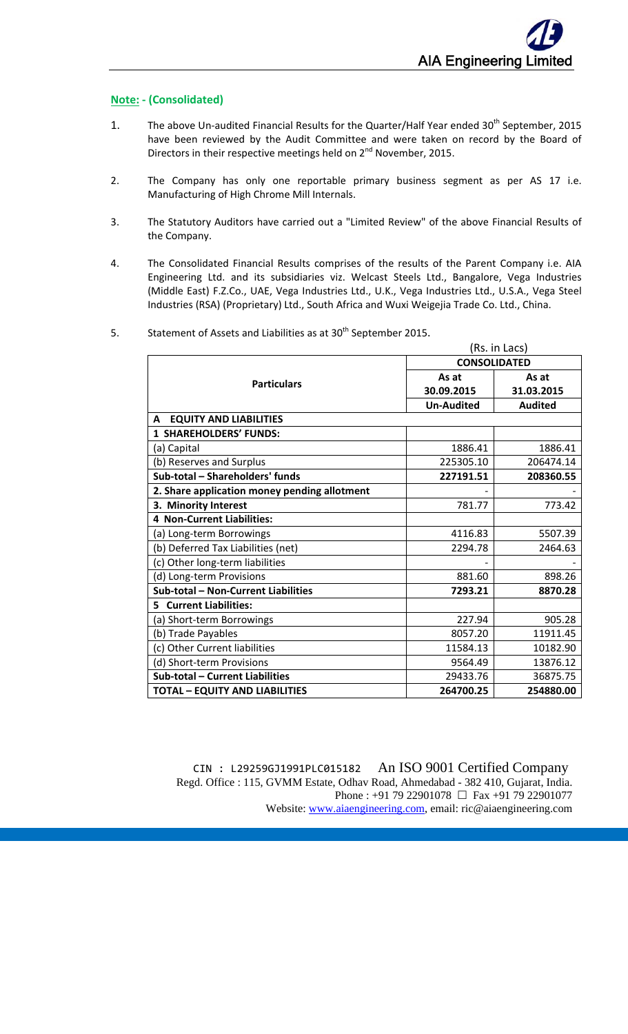**Note: - (Consolidated)**

1. The above Un-audited Financial Results for the Quarter/Half Year ended 30th September, 2015 have been reviewed by the Audit Committee and were taken on record by the Board of Directors in their respective meetings held on 2nd November, 2015.

2. The Company has only one reportable primary business segment as per AS 17 i.e. Manufacturing of High Chrome Mill Internals.

3. The Statutory Auditors have carried out a "Limited Review" of the above Financial Results of the Company.

4. The Consolidated Financial Results comprises of the results of the Parent Company i.e. AIA Engineering Ltd. and its subsidiaries viz. Welcast Steels Ltd., Bangalore, Vega Industries (Middle East) F.Z.Co., UAE, Vega Industries Ltd., U.K., Vega Industries Ltd., U.S.A., Vega Steel Industries (RSA) (Proprietary) Ltd., South Africa and Wuxi Weigejia Trade Co. Ltd., China.

5. Statement of Assets and Liabilities as at 30th September 2015.

| | (Rs. in Lacs) | |
|---|---|---|
| **Particulars** | **CONSOLIDATED** | |
| | **As at 30.09.2015** | **As at 31.03.2015** |
| | **Un-Audited** | **Audited** |
| **A EQUITY AND LIABILITIES** | | |
| **1 SHAREHOLDERS' FUNDS:** | | |
| (a) Capital | 1886.41 | 1886.41 |
| (b) Reserves and Surplus | 225305.10 | 206474.14 |
| **Sub-total – Shareholders' funds** | **227191.51** | **208360.55** |
| **2. Share application money pending allotment** | - | - |
| **3. Minority Interest** | 781.77 | 773.42 |
| **4 Non-Current Liabilities:** | | |
| (a) Long-term Borrowings | 4116.83 | 5507.39 |
| (b) Deferred Tax Liabilities (net) | 2294.78 | 2464.63 |
| (c) Other long-term liabilities | - | - |
| (d) Long-term Provisions | 881.60 | 898.26 |
| **Sub-total – Non-Current Liabilities** | **7293.21** | **8870.28** |
| **5 Current Liabilities:** | | |
| (a) Short-term Borrowings | 227.94 | 905.28 |
| (b) Trade Payables | 8057.20 | 11911.45 |
| (c) Other Current liabilities | 11584.13 | 10182.90 |
| (d) Short-term Provisions | 9564.49 | 13876.12 |
| **Sub-total – Current Liabilities** | **29433.76** | **36875.75** |
| **TOTAL – EQUITY AND LIABILITIES** | **264700.25** | **254880.00** |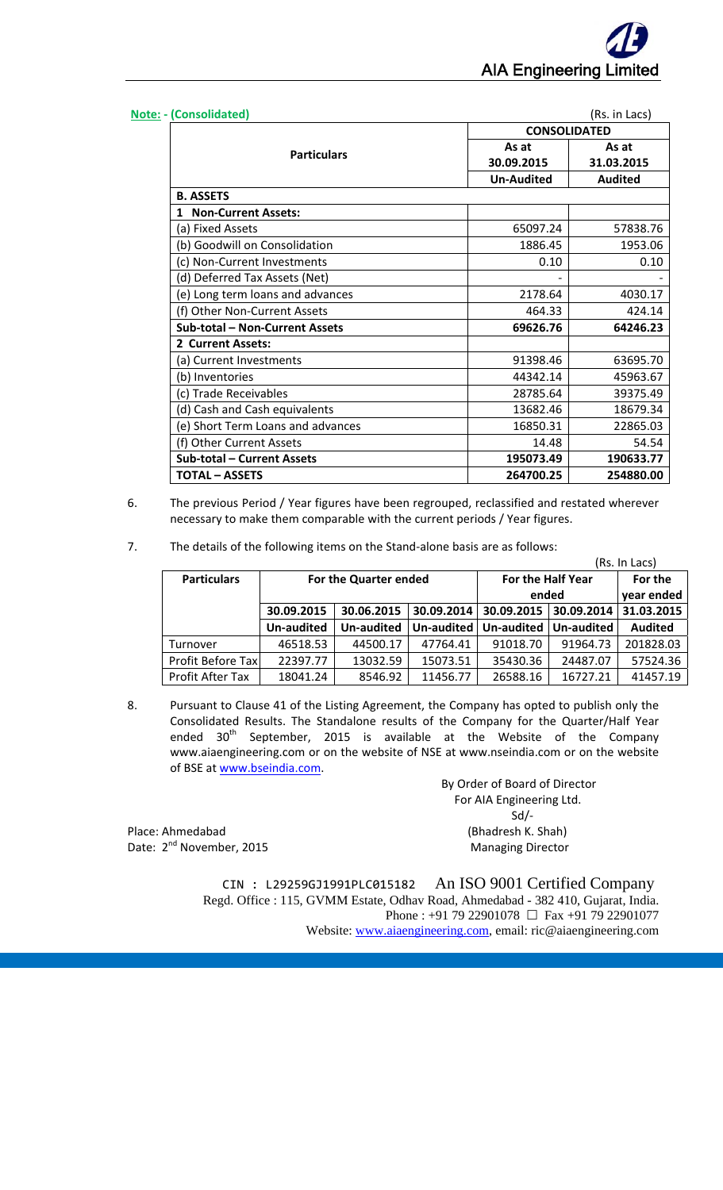**Note: - (Consolidated)** (Rs. in Lacs)

| Particulars | CONSOLIDATED | |
|---|---|---|
| | As at 30.09.2015 | As at 31.03.2015 |
| | Un-Audited | Audited |
| **B. ASSETS** | | |
| **1 Non-Current Assets:** | | |
| (a) Fixed Assets | 65097.24 | 57838.76 |
| (b) Goodwill on Consolidation | 1886.45 | 1953.06 |
| (c) Non-Current Investments | 0.10 | 0.10 |
| (d) Deferred Tax Assets (Net) | - | - |
| (e) Long term loans and advances | 2178.64 | 4030.17 |
| (f) Other Non-Current Assets | 464.33 | 424.14 |
| **Sub-total – Non-Current Assets** | **69626.76** | **64246.23** |
| **2 Current Assets:** | | |
| (a) Current Investments | 91398.46 | 63695.70 |
| (b) Inventories | 44342.14 | 45963.67 |
| (c) Trade Receivables | 28785.64 | 39375.49 |
| (d) Cash and Cash equivalents | 13682.46 | 18679.34 |
| (e) Short Term Loans and advances | 16850.31 | 22865.03 |
| (f) Other Current Assets | 14.48 | 54.54 |
| **Sub-total – Current Assets** | **195073.49** | **190633.77** |
| **TOTAL – ASSETS** | **264700.25** | **254880.00** |

6. The previous Period / Year figures have been regrouped, reclassified and restated wherever necessary to make them comparable with the current periods / Year figures.

7. The details of the following items on the Stand-alone basis are as follows:

(Rs. In Lacs)

| Particulars | For the Quarter ended | | | For the Half Year ended | | For the year ended |
|---|---|---|---|---|---|---|
| | 30.09.2015 | 30.06.2015 | 30.09.2014 | 30.09.2015 | 30.09.2014 | 31.03.2015 |
| | Un-audited | Un-audited | Un-audited | Un-audited | Un-audited | Audited |
| Turnover | 46518.53 | 44500.17 | 47764.41 | 91018.70 | 91964.73 | 201828.03 |
| Profit Before Tax | 22397.77 | 13032.59 | 15073.51 | 35430.36 | 24487.07 | 57524.36 |
| Profit After Tax | 18041.24 | 8546.92 | 11456.77 | 26588.16 | 16727.21 | 41457.19 |

8. Pursuant to Clause 41 of the Listing Agreement, the Company has opted to publish only the Consolidated Results. The Standalone results of the Company for the Quarter/Half Year ended 30th September, 2015 is available at the Website of the Company www.aiaengineering.com or on the website of NSE at www.nseindia.com or on the website of BSE at www.bseindia.com.

By Order of Board of Director
For AIA Engineering Ltd.
Sd/-
(Bhadresh K. Shah)
Managing Director

Place: Ahmedabad
Date: 2nd November, 2015